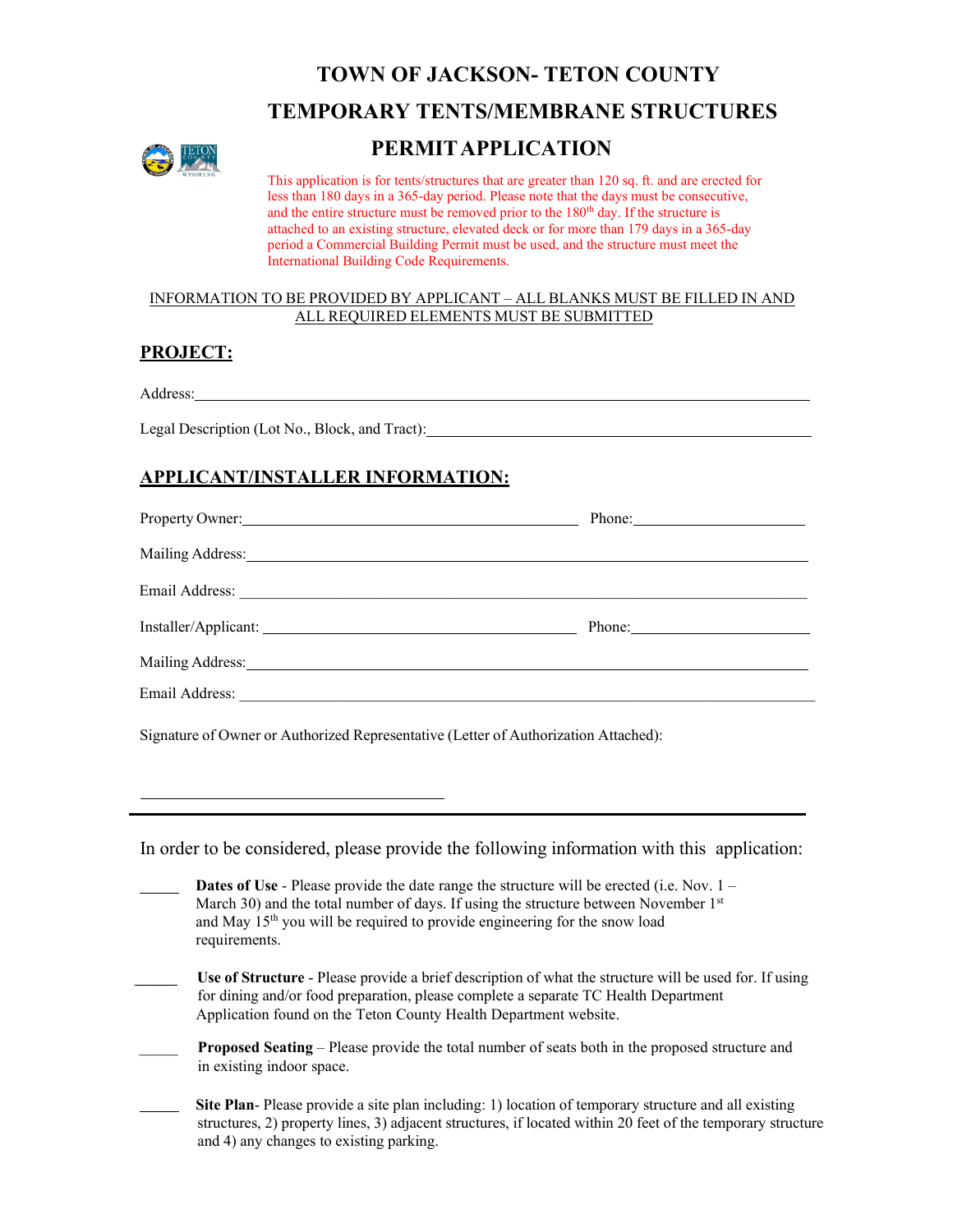# TOWN OF JACKSON- TETON COUNTY

# TEMPORARY TENTS/MEMBRANE STRUCTURES

# PERMIT APPLICATION

This application is for tents/structures that are greater than 120 sq. ft. and are erected for less than 180 days in a 365-day period. Please note that the days must be consecutive, and the entire structure must be removed prior to the 180th day. If the structure is attached to an existing structure, elevated deck or for more than 179 days in a 365-day period a Commercial Building Permit must be used, and the structure must meet the International Building Code Requirements.

INFORMATION TO BE PROVIDED BY APPLICANT – ALL BLANKS MUST BE FILLED IN AND ALL REQUIRED ELEMENTS MUST BE SUBMITTED

## PROJECT:

Address: ______________________________

Legal Description (Lot No., Block, and Tract): ______________________________

## APPLICANT/INSTALLER INFORMATION:

Property Owner: ______________________________ Phone: ______________

Mailing Address: ______________________________

Email Address: ______________________________

Installer/Applicant: ______________________________ Phone: ______________

Mailing Address: ______________________________

Email Address: ______________________________

Signature of Owner or Authorized Representative (Letter of Authorization Attached):

______________________________

---

In order to be considered, please provide the following information with this application:

_____ **Dates of Use** - Please provide the date range the structure will be erected (i.e. Nov. 1 – March 30) and the total number of days. If using the structure between November 1st and May 15th you will be required to provide engineering for the snow load requirements.

_____ **Use of Structure** - Please provide a brief description of what the structure will be used for. If using for dining and/or food preparation, please complete a separate TC Health Department Application found on the Teton County Health Department website.

_____ **Proposed Seating** – Please provide the total number of seats both in the proposed structure and in existing indoor space.

_____ **Site Plan**- Please provide a site plan including: 1) location of temporary structure and all existing structures, 2) property lines, 3) adjacent structures, if located within 20 feet of the temporary structure and 4) any changes to existing parking.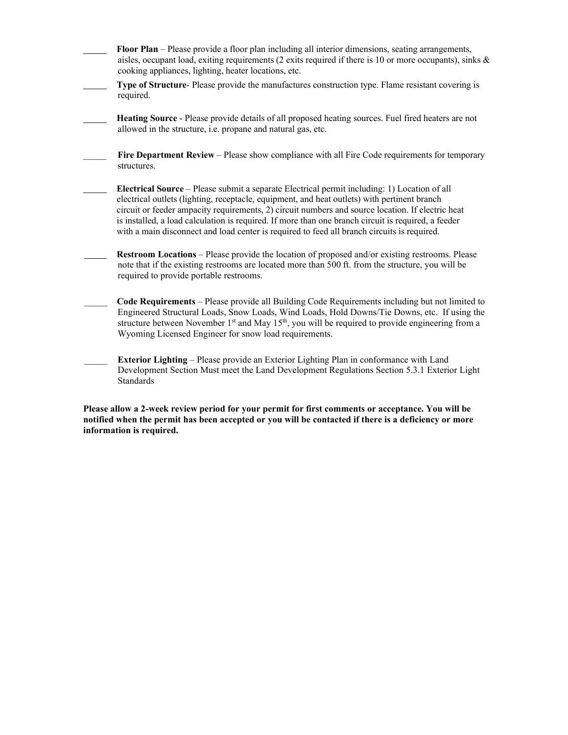_____ **Floor Plan** – Please provide a floor plan including all interior dimensions, seating arrangements, aisles, occupant load, exiting requirements (2 exits required if there is 10 or more occupants), sinks & cooking appliances, lighting, heater locations, etc.

_____ **Type of Structure**- Please provide the manufactures construction type. Flame resistant covering is required.

_____ **Heating Source** - Please provide details of all proposed heating sources. Fuel fired heaters are not allowed in the structure, i.e. propane and natural gas, etc.

_____ **Fire Department Review** – Please show compliance with all Fire Code requirements for temporary structures.

_____ **Electrical Source** – Please submit a separate Electrical permit including: 1) Location of all electrical outlets (lighting, receptacle, equipment, and heat outlets) with pertinent branch circuit or feeder ampacity requirements, 2) circuit numbers and source location. If electric heat is installed, a load calculation is required. If more than one branch circuit is required, a feeder with a main disconnect and load center is required to feed all branch circuits is required.

_____ **Restroom Locations** – Please provide the location of proposed and/or existing restrooms. Please note that if the existing restrooms are located more than 500 ft. from the structure, you will be required to provide portable restrooms.

_____ **Code Requirements** – Please provide all Building Code Requirements including but not limited to Engineered Structural Loads, Snow Loads, Wind Loads, Hold Downs/Tie Downs, etc. If using the structure between November 1st and May 15th, you will be required to provide engineering from a Wyoming Licensed Engineer for snow load requirements.

_____ **Exterior Lighting** – Please provide an Exterior Lighting Plan in conformance with Land Development Section Must meet the Land Development Regulations Section 5.3.1 Exterior Light Standards

**Please allow a 2-week review period for your permit for first comments or acceptance. You will be notified when the permit has been accepted or you will be contacted if there is a deficiency or more information is required.**